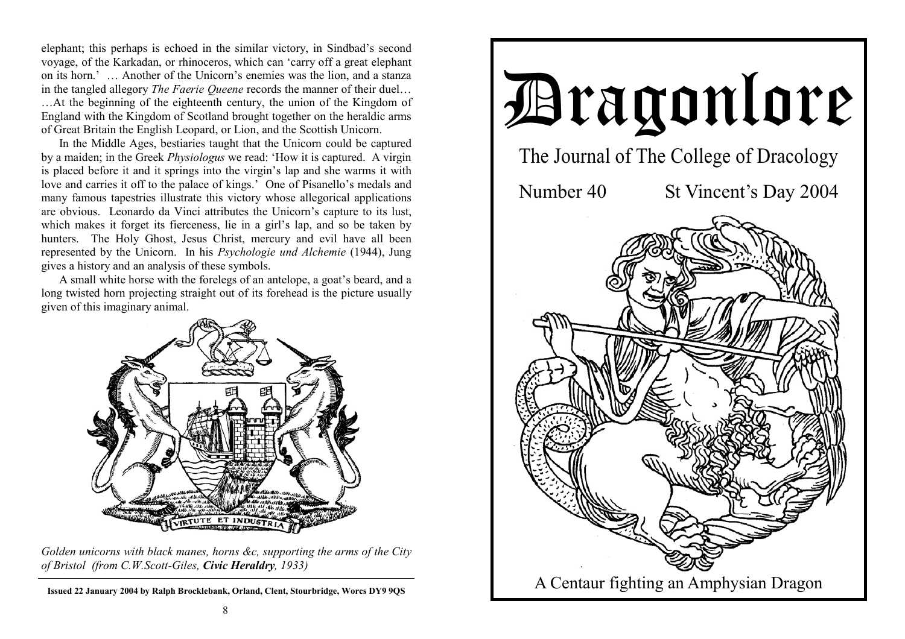elephant; this perhaps is echoed in the similar victory, in Sindbad's second voyage, of the Karkadan, or rhinoceros, which can 'carry off a great elephant on its horn.' … Another of the Unicorn's enemies was the lion, and a stanza in the tangled allegory *The Faerie Queene* records the manner of their duel… …At the beginning of the eighteenth century, the union of the Kingdom of England with the Kingdom of Scotland brought together on the heraldic arms of Great Britain the English Leopard, or Lion, and the Scottish Unicorn.

In the Middle Ages, bestiaries taught that the Unicorn could be captured by a maiden; in the Greek *Physiologus* we read: 'How it is captured. A virgin is placed before it and it springs into the virgin's lap and she warms it with love and carries it off to the palace of kings.' One of Pisanello's medals and many famous tapestries illustrate this victory whose allegorical applications are obvious. Leonardo da Vinci attributes the Unicorn's capture to its lust, which makes it forget its fierceness, lie in a girl's lap, and so be taken by hunters. The Holy Ghost, Jesus Christ, mercury and evil have all been represented by the Unicorn. In his *Psychologie und Alchemie* (1944), Jung gives a history and an analysis of these symbols.

A small white horse with the forelegs of an antelope, a goat's beard, and a long twisted horn projecting straight out of its forehead is the picture usually given of this imaginary animal.

VIRTUTE ET INDUSTRIA

*Golden unicorns with black manes, horns &c, supporting the arms of the City of Bristol (from C.W.Scott-Giles,* ***Civic Heraldry****, 1933)*

**Issued 22 January 2004 by Ralph Brocklebank, Orland, Clent, Stourbridge, Worcs DY9 9QS**

# Dragonlore

## The Journal of The College of Dracology

Number 40 St Vincent's Day 2004

A Centaur fighting an Amphysian Dragon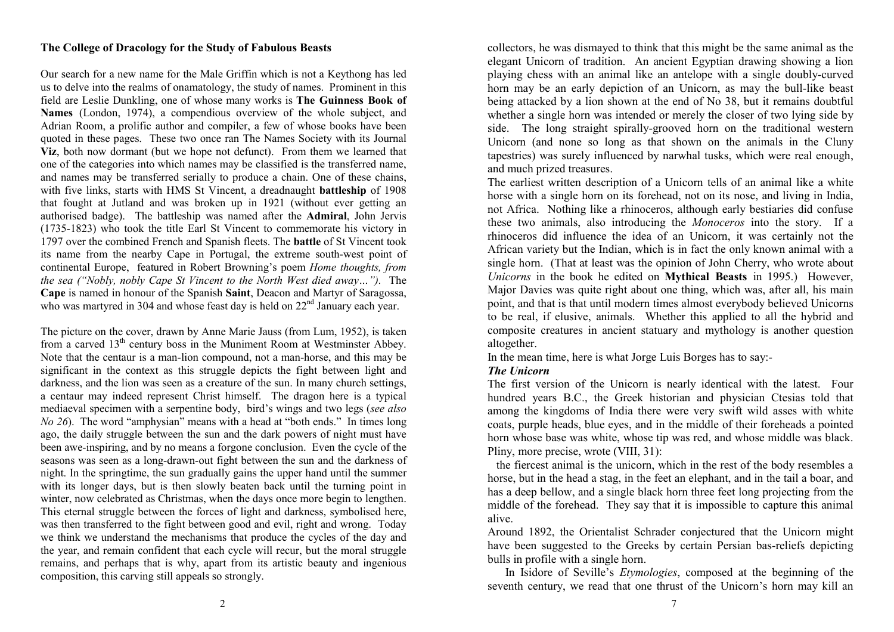**The College of Dracology for the Study of Fabulous Beasts**

Our search for a new name for the Male Griffin which is not a Keythong has led us to delve into the realms of onamatology, the study of names. Prominent in this field are Leslie Dunkling, one of whose many works is **The Guinness Book of Names** (London, 1974), a compendious overview of the whole subject, and Adrian Room, a prolific author and compiler, a few of whose books have been quoted in these pages. These two once ran The Names Society with its Journal **Viz**, both now dormant (but we hope not defunct). From them we learned that one of the categories into which names may be classified is the transferred name, and names may be transferred serially to produce a chain. One of these chains, with five links, starts with HMS St Vincent, a dreadnaught **battleship** of 1908 that fought at Jutland and was broken up in 1921 (without ever getting an authorised badge). The battleship was named after the **Admiral**, John Jervis (1735-1823) who took the title Earl St Vincent to commemorate his victory in 1797 over the combined French and Spanish fleets. The **battle** of St Vincent took its name from the nearby Cape in Portugal, the extreme south-west point of continental Europe, featured in Robert Browning's poem *Home thoughts, from the sea ("Nobly, nobly Cape St Vincent to the North West died away…").* The **Cape** is named in honour of the Spanish **Saint**, Deacon and Martyr of Saragossa, who was martyred in 304 and whose feast day is held on 22nd January each year.

The picture on the cover, drawn by Anne Marie Jauss (from Lum, 1952), is taken from a carved 13th century boss in the Muniment Room at Westminster Abbey. Note that the centaur is a man-lion compound, not a man-horse, and this may be significant in the context as this struggle depicts the fight between light and darkness, and the lion was seen as a creature of the sun. In many church settings, a centaur may indeed represent Christ himself. The dragon here is a typical mediaeval specimen with a serpentine body, bird's wings and two legs (*see also No 26*). The word "amphysian" means with a head at "both ends." In times long ago, the daily struggle between the sun and the dark powers of night must have been awe-inspiring, and by no means a forgone conclusion. Even the cycle of the seasons was seen as a long-drawn-out fight between the sun and the darkness of night. In the springtime, the sun gradually gains the upper hand until the summer with its longer days, but is then slowly beaten back until the turning point in winter, now celebrated as Christmas, when the days once more begin to lengthen. This eternal struggle between the forces of light and darkness, symbolised here, was then transferred to the fight between good and evil, right and wrong. Today we think we understand the mechanisms that produce the cycles of the day and the year, and remain confident that each cycle will recur, but the moral struggle remains, and perhaps that is why, apart from its artistic beauty and ingenious composition, this carving still appeals so strongly.

collectors, he was dismayed to think that this might be the same animal as the elegant Unicorn of tradition. An ancient Egyptian drawing showing a lion playing chess with an animal like an antelope with a single doubly-curved horn may be an early depiction of an Unicorn, as may the bull-like beast being attacked by a lion shown at the end of No 38, but it remains doubtful whether a single horn was intended or merely the closer of two lying side by side. The long straight spirally-grooved horn on the traditional western Unicorn (and none so long as that shown on the animals in the Cluny tapestries) was surely influenced by narwhal tusks, which were real enough, and much prized treasures.

The earliest written description of a Unicorn tells of an animal like a white horse with a single horn on its forehead, not on its nose, and living in India, not Africa. Nothing like a rhinoceros, although early bestiaries did confuse these two animals, also introducing the *Monoceros* into the story. If a rhinoceros did influence the idea of an Unicorn, it was certainly not the African variety but the Indian, which is in fact the only known animal with a single horn. (That at least was the opinion of John Cherry, who wrote about *Unicorns* in the book he edited on **Mythical Beasts** in 1995.) However, Major Davies was quite right about one thing, which was, after all, his main point, and that is that until modern times almost everybody believed Unicorns to be real, if elusive, animals. Whether this applied to all the hybrid and composite creatures in ancient statuary and mythology is another question altogether.

In the mean time, here is what Jorge Luis Borges has to say:-

***The Unicorn***

The first version of the Unicorn is nearly identical with the latest. Four hundred years B.C., the Greek historian and physician Ctesias told that among the kingdoms of India there were very swift wild asses with white coats, purple heads, blue eyes, and in the middle of their foreheads a pointed horn whose base was white, whose tip was red, and whose middle was black. Pliny, more precise, wrote (VIII, 31):

the fiercest animal is the unicorn, which in the rest of the body resembles a horse, but in the head a stag, in the feet an elephant, and in the tail a boar, and has a deep bellow, and a single black horn three feet long projecting from the middle of the forehead. They say that it is impossible to capture this animal alive.

Around 1892, the Orientalist Schrader conjectured that the Unicorn might have been suggested to the Greeks by certain Persian bas-reliefs depicting bulls in profile with a single horn.

In Isidore of Seville's *Etymologies*, composed at the beginning of the seventh century, we read that one thrust of the Unicorn's horn may kill an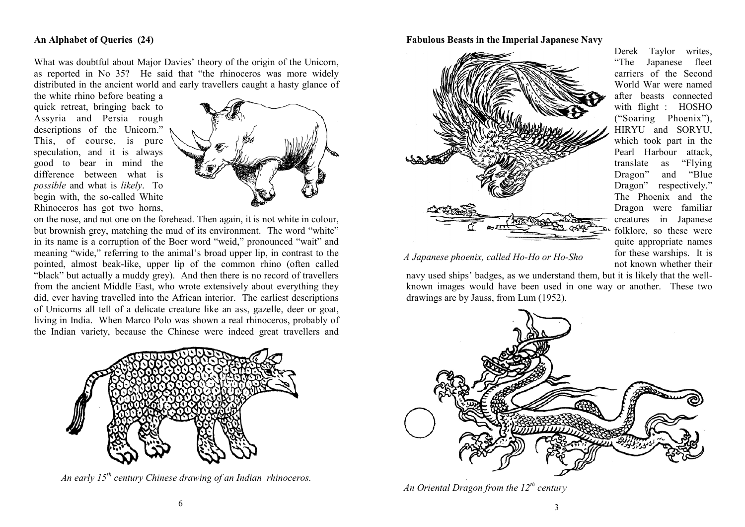### An Alphabet of Queries (24)

What was doubtful about Major Davies' theory of the origin of the Unicorn, as reported in No 35? He said that "the rhinoceros was more widely distributed in the ancient world and early travellers caught a hasty glance of the white rhino before beating a quick retreat, bringing back to Assyria and Persia rough descriptions of the Unicorn." This, of course, is pure speculation, and it is always good to bear in mind the difference between what is *possible* and what is *likely*. To begin with, the so-called White Rhinoceros has got two horns, on the nose, and not one on the forehead. Then again, it is not white in colour, but brownish grey, matching the mud of its environment. The word "white" in its name is a corruption of the Boer word "weid," pronounced "wait" and meaning "wide," referring to the animal's broad upper lip, in contrast to the pointed, almost beak-like, upper lip of the common rhino (often called "black" but actually a muddy grey). And then there is no record of travellers from the ancient Middle East, who wrote extensively about everything they did, ever having travelled into the African interior. The earliest descriptions of Unicorns all tell of a delicate creature like an ass, gazelle, deer or goat, living in India. When Marco Polo was shown a real rhinoceros, probably of the Indian variety, because the Chinese were indeed great travellers and

*An early 15th century Chinese drawing of an Indian rhinoceros.*

### Fabulous Beasts in the Imperial Japanese Navy

Derek Taylor writes, "The Japanese fleet carriers of the Second World War were named after beasts connected with flight : HOSHO ("Soaring Phoenix"), HIRYU and SORYU, which took part in the Pearl Harbour attack, translate as "Flying Dragon" and "Blue Dragon" respectively." The Phoenix and the Dragon were familiar creatures in Japanese folklore, so these were quite appropriate names for these warships. It is not known whether their navy used ships' badges, as we understand them, but it is likely that the well-known images would have been used in one way or another. These two drawings are by Jauss, from Lum (1952).

*A Japanese phoenix, called Ho-Ho or Ho-Sho*

*An Oriental Dragon from the 12th century*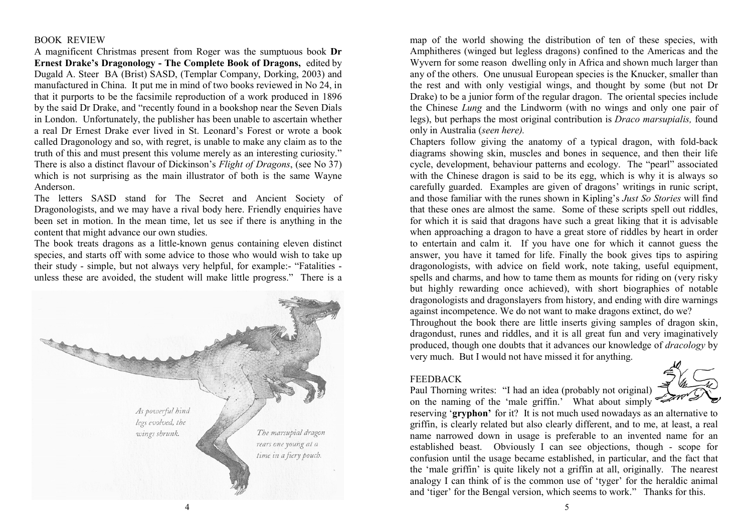BOOK REVIEW

A magnificent Christmas present from Roger was the sumptuous book **Dr Ernest Drake's Dragonology - The Complete Book of Dragons,** edited by Dugald A. Steer BA (Brist) SASD, (Templar Company, Dorking, 2003) and manufactured in China. It put me in mind of two books reviewed in No 24, in that it purports to be the facsimile reproduction of a work produced in 1896 by the said Dr Drake, and "recently found in a bookshop near the Seven Dials in London. Unfortunately, the publisher has been unable to ascertain whether a real Dr Ernest Drake ever lived in St. Leonard's Forest or wrote a book called Dragonology and so, with regret, is unable to make any claim as to the truth of this and must present this volume merely as an interesting curiosity." There is also a distinct flavour of Dickinson's *Flight of Dragons*, (see No 37) which is not surprising as the main illustrator of both is the same Wayne Anderson.

The letters SASD stand for The Secret and Ancient Society of Dragonologists, and we may have a rival body here. Friendly enquiries have been set in motion. In the mean time, let us see if there is anything in the content that might advance our own studies.

The book treats dragons as a little-known genus containing eleven distinct species, and starts off with some advice to those who would wish to take up their study - simple, but not always very helpful, for example:- "Fatalities - unless these are avoided, the student will make little progress." There is a map of the world showing the distribution of ten of these species, with Amphitheres (winged but legless dragons) confined to the Americas and the Wyvern for some reason dwelling only in Africa and shown much larger than any of the others. One unusual European species is the Knucker, smaller than the rest and with only vestigial wings, and thought by some (but not Dr Drake) to be a junior form of the regular dragon. The oriental species include the Chinese *Lung* and the Lindworm (with no wings and only one pair of legs), but perhaps the most original contribution is *Draco marsupialis,* found only in Australia (*seen here).*

*As powerful hind legs evolved, the wings shrunk.*

*The marsupial dragon rears one young at a time in a fiery pouch.*

Chapters follow giving the anatomy of a typical dragon, with fold-back diagrams showing skin, muscles and bones in sequence, and then their life cycle, development, behaviour patterns and ecology. The "pearl" associated with the Chinese dragon is said to be its egg, which is why it is always so carefully guarded. Examples are given of dragons' writings in runic script, and those familiar with the runes shown in Kipling's *Just So Stories* will find that these ones are almost the same. Some of these scripts spell out riddles, for which it is said that dragons have such a great liking that it is advisable when approaching a dragon to have a great store of riddles by heart in order to entertain and calm it. If you have one for which it cannot guess the answer, you have it tamed for life. Finally the book gives tips to aspiring dragonologists, with advice on field work, note taking, useful equipment, spells and charms, and how to tame them as mounts for riding on (very risky but highly rewarding once achieved), with short biographies of notable dragonologists and dragonslayers from history, and ending with dire warnings against incompetence. We do not want to make dragons extinct, do we?

Throughout the book there are little inserts giving samples of dragon skin, dragondust, runes and riddles, and it is all great fun and very imaginatively produced, though one doubts that it advances our knowledge of *dracology* by very much. But I would not have missed it for anything.

FEEDBACK

Paul Thorning writes: "I had an idea (probably not original) on the naming of the 'male griffin.' What about simply reserving '**gryphon**' for it? It is not much used nowadays as an alternative to griffin, is clearly related but also clearly different, and to me, at least, a real name narrowed down in usage is preferable to an invented name for an established beast. Obviously I can see objections, though - scope for confusion until the usage became established, in particular, and the fact that the 'male griffin' is quite likely not a griffin at all, originally. The nearest analogy I can think of is the common use of 'tyger' for the heraldic animal and 'tiger' for the Bengal version, which seems to work." Thanks for this.